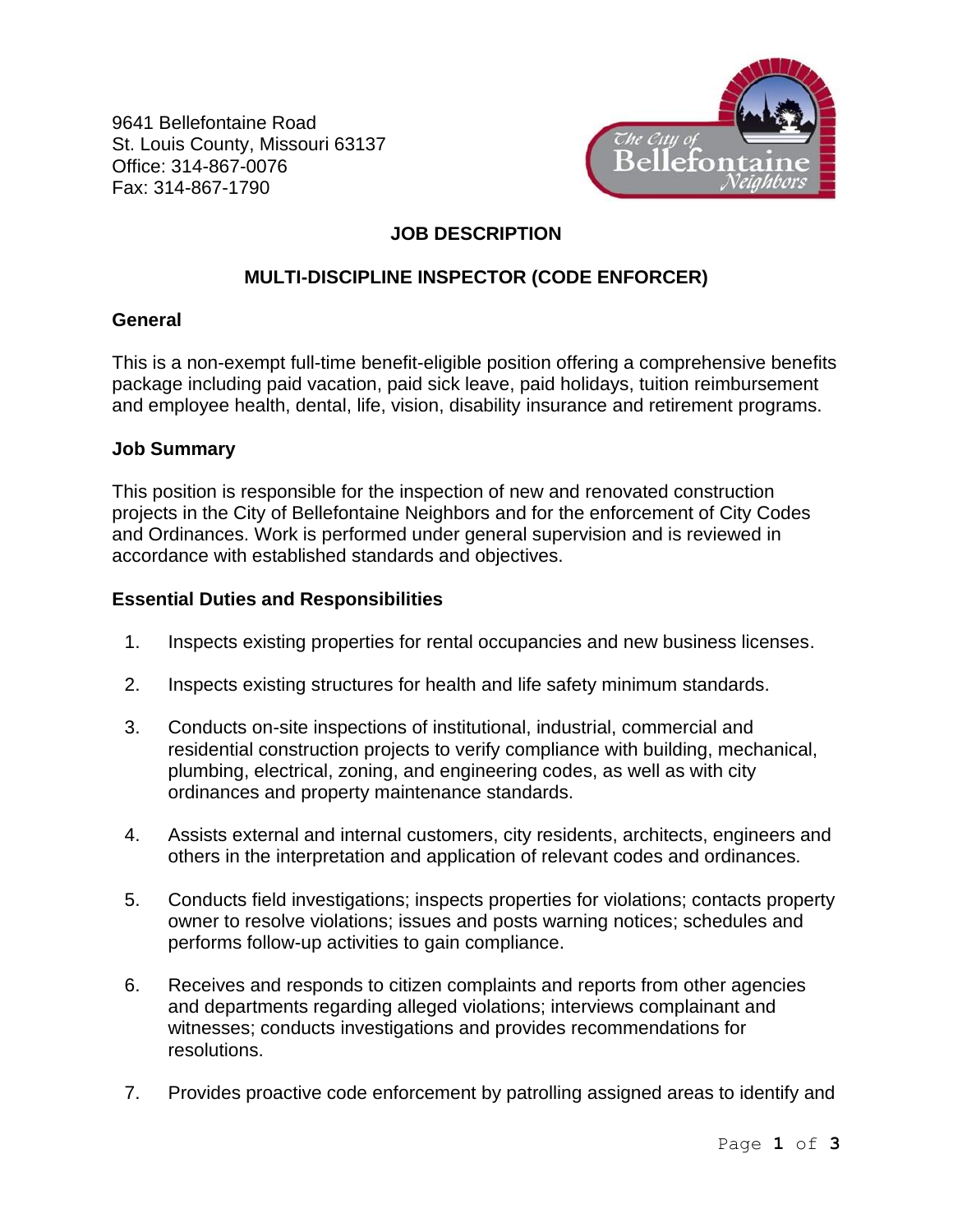9641 Bellefontaine Road
St. Louis County, Missouri 63137
Office: 314-867-0076
Fax: 314-867-1790

# JOB DESCRIPTION

## MULTI-DISCIPLINE INSPECTOR (CODE ENFORCER)

### General

This is a non-exempt full-time benefit-eligible position offering a comprehensive benefits package including paid vacation, paid sick leave, paid holidays, tuition reimbursement and employee health, dental, life, vision, disability insurance and retirement programs.

### Job Summary

This position is responsible for the inspection of new and renovated construction projects in the City of Bellefontaine Neighbors and for the enforcement of City Codes and Ordinances. Work is performed under general supervision and is reviewed in accordance with established standards and objectives.

### Essential Duties and Responsibilities

1. Inspects existing properties for rental occupancies and new business licenses.

2. Inspects existing structures for health and life safety minimum standards.

3. Conducts on-site inspections of institutional, industrial, commercial and residential construction projects to verify compliance with building, mechanical, plumbing, electrical, zoning, and engineering codes, as well as with city ordinances and property maintenance standards.

4. Assists external and internal customers, city residents, architects, engineers and others in the interpretation and application of relevant codes and ordinances.

5. Conducts field investigations; inspects properties for violations; contacts property owner to resolve violations; issues and posts warning notices; schedules and performs follow-up activities to gain compliance.

6. Receives and responds to citizen complaints and reports from other agencies and departments regarding alleged violations; interviews complainant and witnesses; conducts investigations and provides recommendations for resolutions.

7. Provides proactive code enforcement by patrolling assigned areas to identify and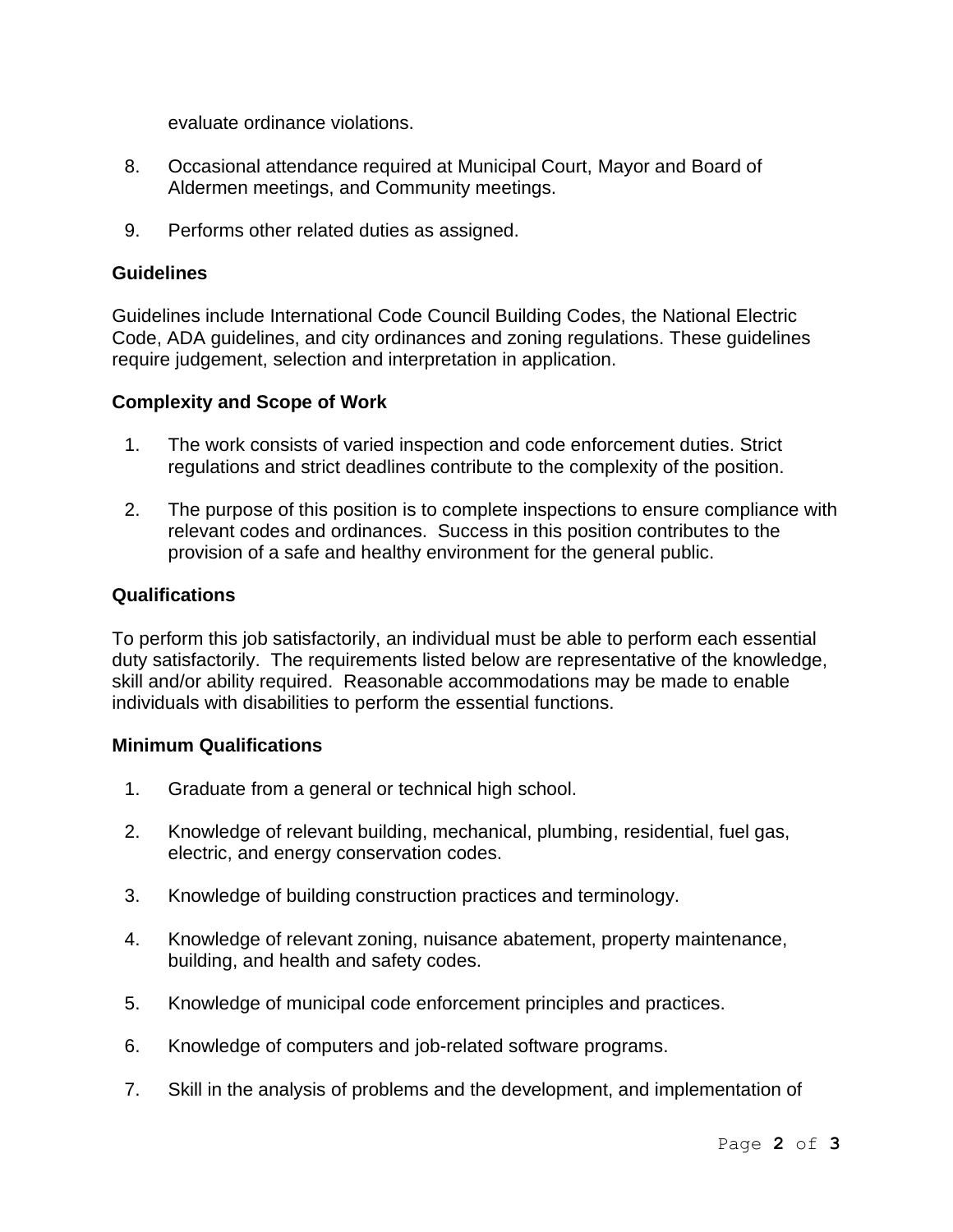evaluate ordinance violations.

8. Occasional attendance required at Municipal Court, Mayor and Board of Aldermen meetings, and Community meetings.

9. Performs other related duties as assigned.

**Guidelines**

Guidelines include International Code Council Building Codes, the National Electric Code, ADA guidelines, and city ordinances and zoning regulations. These guidelines require judgement, selection and interpretation in application.

**Complexity and Scope of Work**

1. The work consists of varied inspection and code enforcement duties. Strict regulations and strict deadlines contribute to the complexity of the position.

2. The purpose of this position is to complete inspections to ensure compliance with relevant codes and ordinances. Success in this position contributes to the provision of a safe and healthy environment for the general public.

**Qualifications**

To perform this job satisfactorily, an individual must be able to perform each essential duty satisfactorily. The requirements listed below are representative of the knowledge, skill and/or ability required. Reasonable accommodations may be made to enable individuals with disabilities to perform the essential functions.

**Minimum Qualifications**

1. Graduate from a general or technical high school.

2. Knowledge of relevant building, mechanical, plumbing, residential, fuel gas, electric, and energy conservation codes.

3. Knowledge of building construction practices and terminology.

4. Knowledge of relevant zoning, nuisance abatement, property maintenance, building, and health and safety codes.

5. Knowledge of municipal code enforcement principles and practices.

6. Knowledge of computers and job-related software programs.

7. Skill in the analysis of problems and the development, and implementation of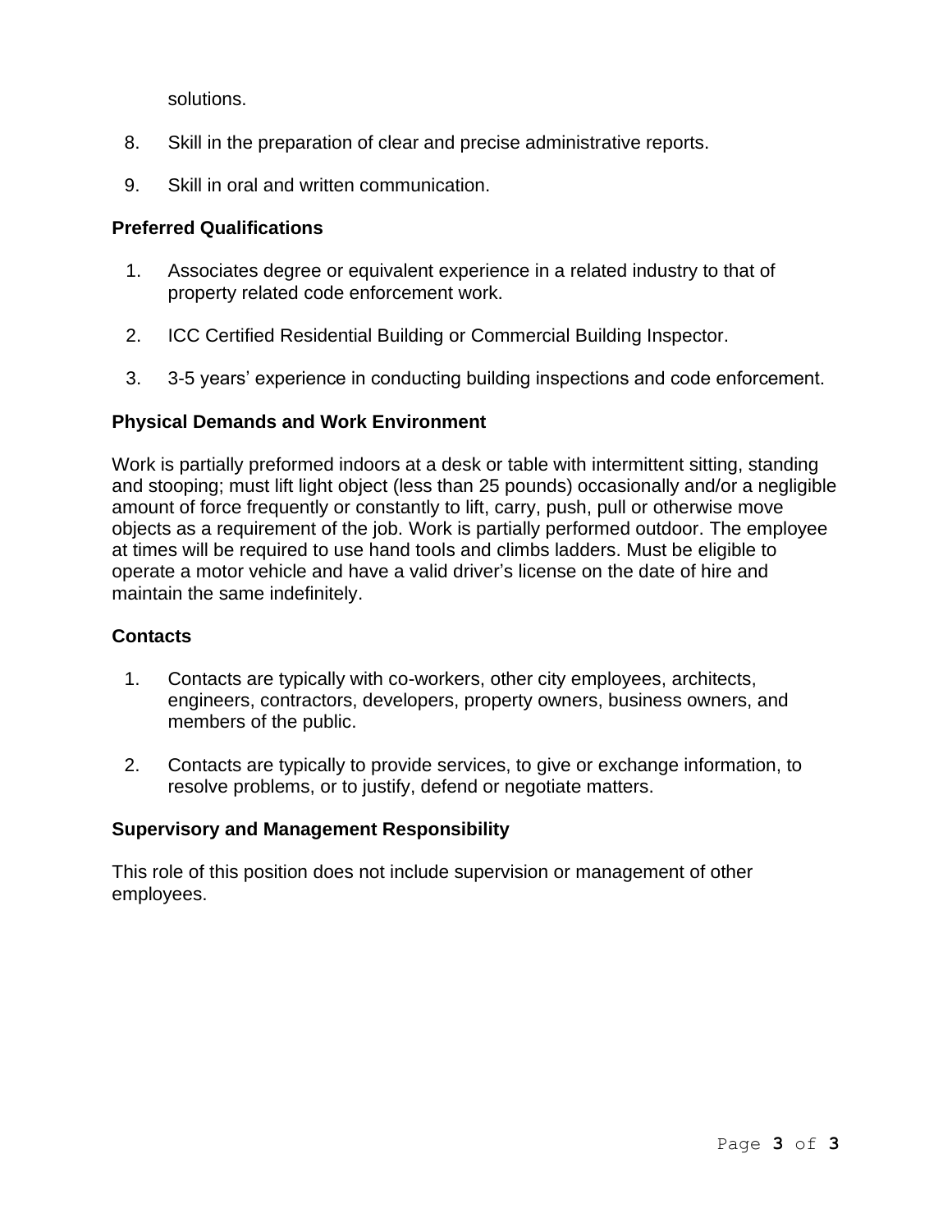solutions.

8. Skill in the preparation of clear and precise administrative reports.

9. Skill in oral and written communication.

**Preferred Qualifications**

1. Associates degree or equivalent experience in a related industry to that of property related code enforcement work.

2. ICC Certified Residential Building or Commercial Building Inspector.

3. 3-5 years' experience in conducting building inspections and code enforcement.

**Physical Demands and Work Environment**

Work is partially preformed indoors at a desk or table with intermittent sitting, standing and stooping; must lift light object (less than 25 pounds) occasionally and/or a negligible amount of force frequently or constantly to lift, carry, push, pull or otherwise move objects as a requirement of the job. Work is partially performed outdoor. The employee at times will be required to use hand tools and climbs ladders. Must be eligible to operate a motor vehicle and have a valid driver's license on the date of hire and maintain the same indefinitely.

**Contacts**

1. Contacts are typically with co-workers, other city employees, architects, engineers, contractors, developers, property owners, business owners, and members of the public.

2. Contacts are typically to provide services, to give or exchange information, to resolve problems, or to justify, defend or negotiate matters.

**Supervisory and Management Responsibility**

This role of this position does not include supervision or management of other employees.